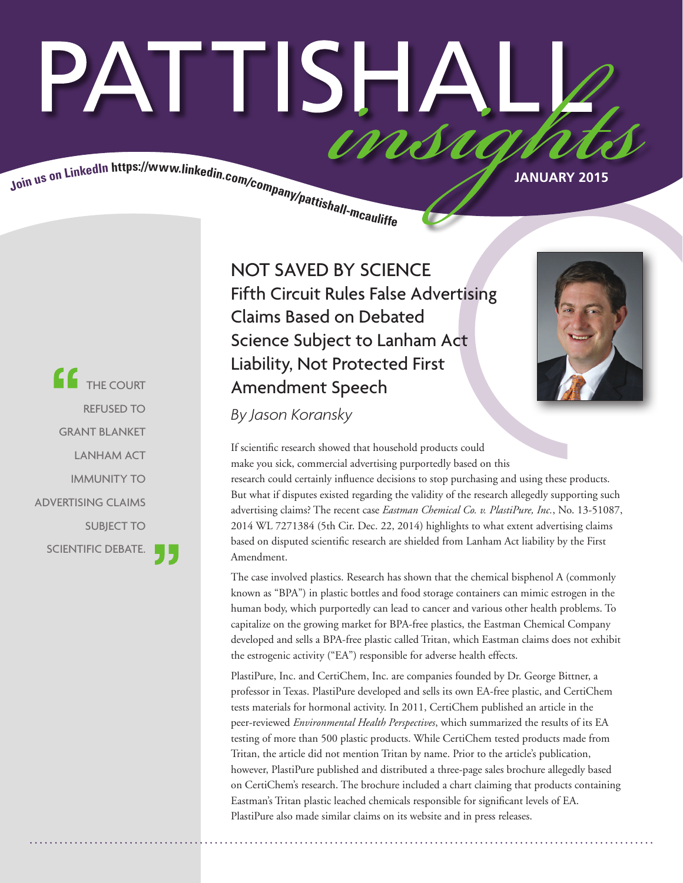# PATTISHALL *insights*

Join us on LinkedIn https://www.linkedin.com/company/pattishall-mcauliffe

JANUARY 2015

## NOT SAVED BY SCIENCE

### Fifth Circuit Rules False Advertising Claims Based on Debated Science Subject to Lanham Act Liability, Not Protected First Amendment Speech

*By Jason Koransky*

> "THE COURT REFUSED TO GRANT BLANKET LANHAM ACT IMMUNITY TO ADVERTISING CLAIMS SUBJECT TO SCIENTIFIC DEBATE."

If scientific research showed that household products could make you sick, commercial advertising purportedly based on this research could certainly influence decisions to stop purchasing and using these products. But what if disputes existed regarding the validity of the research allegedly supporting such advertising claims? The recent case *Eastman Chemical Co. v. PlastiPure, Inc.*, No. 13-51087, 2014 WL 7271384 (5th Cir. Dec. 22, 2014) highlights to what extent advertising claims based on disputed scientific research are shielded from Lanham Act liability by the First Amendment.

The case involved plastics. Research has shown that the chemical bisphenol A (commonly known as "BPA") in plastic bottles and food storage containers can mimic estrogen in the human body, which purportedly can lead to cancer and various other health problems. To capitalize on the growing market for BPA-free plastics, the Eastman Chemical Company developed and sells a BPA-free plastic called Tritan, which Eastman claims does not exhibit the estrogenic activity ("EA") responsible for adverse health effects.

PlastiPure, Inc. and CertiChem, Inc. are companies founded by Dr. George Bittner, a professor in Texas. PlastiPure developed and sells its own EA-free plastic, and CertiChem tests materials for hormonal activity. In 2011, CertiChem published an article in the peer-reviewed *Environmental Health Perspectives*, which summarized the results of its EA testing of more than 500 plastic products. While CertiChem tested products made from Tritan, the article did not mention Tritan by name. Prior to the article's publication, however, PlastiPure published and distributed a three-page sales brochure allegedly based on CertiChem's research. The brochure included a chart claiming that products containing Eastman's Tritan plastic leached chemicals responsible for significant levels of EA. PlastiPure also made similar claims on its website and in press releases.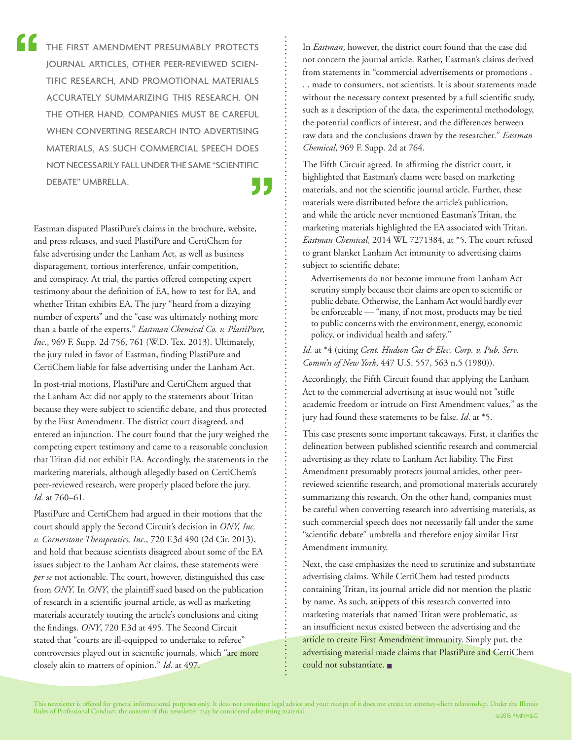> THE FIRST AMENDMENT PRESUMABLY PROTECTS JOURNAL ARTICLES, OTHER PEER-REVIEWED SCIENTIFIC RESEARCH, AND PROMOTIONAL MATERIALS ACCURATELY SUMMARIZING THIS RESEARCH. ON THE OTHER HAND, COMPANIES MUST BE CAREFUL WHEN CONVERTING RESEARCH INTO ADVERTISING MATERIALS, AS SUCH COMMERCIAL SPEECH DOES NOT NECESSARILY FALL UNDER THE SAME "SCIENTIFIC DEBATE" UMBRELLA.

Eastman disputed PlastiPure's claims in the brochure, website, and press releases, and sued PlastiPure and CertiChem for false advertising under the Lanham Act, as well as business disparagement, tortious interference, unfair competition, and conspiracy. At trial, the parties offered competing expert testimony about the definition of EA, how to test for EA, and whether Tritan exhibits EA. The jury "heard from a dizzying number of experts" and the "case was ultimately nothing more than a battle of the experts." *Eastman Chemical Co. v. PlastiPure, Inc.*, 969 F. Supp. 2d 756, 761 (W.D. Tex. 2013). Ultimately, the jury ruled in favor of Eastman, finding PlastiPure and CertiChem liable for false advertising under the Lanham Act.

In post-trial motions, PlastiPure and CertiChem argued that the Lanham Act did not apply to the statements about Tritan because they were subject to scientific debate, and thus protected by the First Amendment. The district court disagreed, and entered an injunction. The court found that the jury weighed the competing expert testimony and came to a reasonable conclusion that Tritan did not exhibit EA. Accordingly, the statements in the marketing materials, although allegedly based on CertiChem's peer-reviewed research, were properly placed before the jury. *Id.* at 760–61.

PlastiPure and CertiChem had argued in their motions that the court should apply the Second Circuit's decision in *ONY, Inc. v. Cornerstone Therapeutics, Inc.*, 720 F.3d 490 (2d Cir. 2013), and hold that because scientists disagreed about some of the EA issues subject to the Lanham Act claims, these statements were *per se* not actionable. The court, however, distinguished this case from *ONY*. In *ONY*, the plaintiff sued based on the publication of research in a scientific journal article, as well as marketing materials accurately touting the article's conclusions and citing the findings. *ONY*, 720 F.3d at 495. The Second Circuit stated that "courts are ill-equipped to undertake to referee" controversies played out in scientific journals, which "are more closely akin to matters of opinion." *Id*. at 497.

In *Eastman*, however, the district court found that the case did not concern the journal article. Rather, Eastman's claims derived from statements in "commercial advertisements or promotions . . . made to consumers, not scientists. It is about statements made without the necessary context presented by a full scientific study, such as a description of the data, the experimental methodology, the potential conflicts of interest, and the differences between raw data and the conclusions drawn by the researcher." *Eastman Chemical*, 969 F. Supp. 2d at 764.

The Fifth Circuit agreed. In affirming the district court, it highlighted that Eastman's claims were based on marketing materials, and not the scientific journal article. Further, these materials were distributed before the article's publication, and while the article never mentioned Eastman's Tritan, the marketing materials highlighted the EA associated with Tritan. *Eastman Chemical*, 2014 WL 7271384, at *5. The court refused to grant blanket Lanham Act immunity to advertising claims subject to scientific debate:

> Advertisements do not become immune from Lanham Act scrutiny simply because their claims are open to scientific or public debate. Otherwise, the Lanham Act would hardly ever be enforceable — "many, if not most, products may be tied to public concerns with the environment, energy, economic policy, or individual health and safety."

*Id.* at *4 (citing *Cent. Hudson Gas & Elec. Corp. v. Pub. Serv. Comm'n of New York*, 447 U.S. 557, 563 n.5 (1980)).

Accordingly, the Fifth Circuit found that applying the Lanham Act to the commercial advertising at issue would not "stifle academic freedom or intrude on First Amendment values," as the jury had found these statements to be false. *Id*. at *5.

This case presents some important takeaways. First, it clarifies the delineation between published scientific research and commercial advertising as they relate to Lanham Act liability. The First Amendment presumably protects journal articles, other peer-reviewed scientific research, and promotional materials accurately summarizing this research. On the other hand, companies must be careful when converting research into advertising materials, as such commercial speech does not necessarily fall under the same "scientific debate" umbrella and therefore enjoy similar First Amendment immunity.

Next, the case emphasizes the need to scrutinize and substantiate advertising claims. While CertiChem had tested products containing Tritan, its journal article did not mention the plastic by name. As such, snippets of this research converted into marketing materials that named Tritan were problematic, as an insufficient nexus existed between the advertising and the article to create First Amendment immunity. Simply put, the advertising material made claims that PlastiPure and CertiChem could not substantiate. ■

This newsletter is offered for general informational purposes only. It does not constitute legal advice and your receipt of it does not create an attorney-client relationship. Under the Illinois Rules of Professional Conduct, the content of this newsletter may be considered advertising material.

©2015 PMNH&G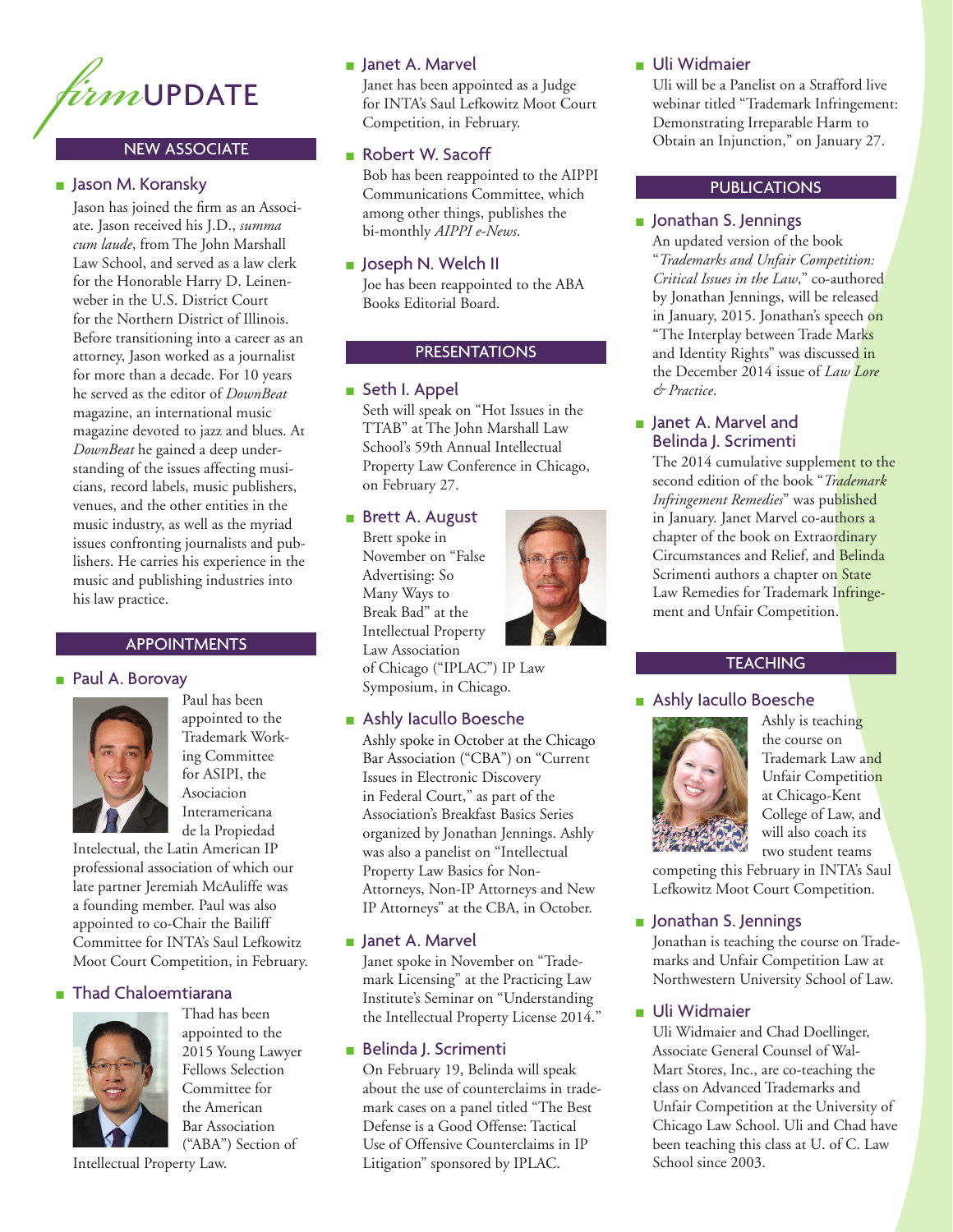# *firm*UPDATE

## NEW ASSOCIATE

### Jason M. Koransky

Jason has joined the firm as an Associate. Jason received his J.D., *summa cum laude*, from The John Marshall Law School, and served as a law clerk for the Honorable Harry D. Leinenweber in the U.S. District Court for the Northern District of Illinois. Before transitioning into a career as an attorney, Jason worked as a journalist for more than a decade. For 10 years he served as the editor of *DownBeat* magazine, an international music magazine devoted to jazz and blues. At *DownBeat* he gained a deep understanding of the issues affecting musicians, record labels, music publishers, venues, and the other entities in the music industry, as well as the myriad issues confronting journalists and publishers. He carries his experience in the music and publishing industries into his law practice.

## APPOINTMENTS

### Paul A. Borovay

Paul has been appointed to the Trademark Working Committee for ASIPI, the Asociacion Interamericana de la Propiedad Intelectual, the Latin American IP professional association of which our late partner Jeremiah McAuliffe was a founding member. Paul was also appointed to co-Chair the Bailiff Committee for INTA's Saul Lefkowitz Moot Court Competition, in February.

### Thad Chaloemtiarana

Thad has been appointed to the 2015 Young Lawyer Fellows Selection Committee for the American Bar Association ("ABA") Section of Intellectual Property Law.

### Janet A. Marvel

Janet has been appointed as a Judge for INTA's Saul Lefkowitz Moot Court Competition, in February.

### Robert W. Sacoff

Bob has been reappointed to the AIPPI Communications Committee, which among other things, publishes the bi-monthly *AIPPI e-News*.

### Joseph N. Welch II

Joe has been reappointed to the ABA Books Editorial Board.

## PRESENTATIONS

### Seth I. Appel

Seth will speak on "Hot Issues in the TTAB" at The John Marshall Law School's 59th Annual Intellectual Property Law Conference in Chicago, on February 27.

### Brett A. August

Brett spoke in November on "False Advertising: So Many Ways to Break Bad" at the Intellectual Property Law Association of Chicago ("IPLAC") IP Law Symposium, in Chicago.

### Ashly Iacullo Boesche

Ashly spoke in October at the Chicago Bar Association ("CBA") on "Current Issues in Electronic Discovery in Federal Court," as part of the Association's Breakfast Basics Series organized by Jonathan Jennings. Ashly was also a panelist on "Intellectual Property Law Basics for Non-Attorneys, Non-IP Attorneys and New IP Attorneys" at the CBA, in October.

### Janet A. Marvel

Janet spoke in November on "Trademark Licensing" at the Practicing Law Institute's Seminar on "Understanding the Intellectual Property License 2014."

### Belinda J. Scrimenti

On February 19, Belinda will speak about the use of counterclaims in trademark cases on a panel titled "The Best Defense is a Good Offense: Tactical Use of Offensive Counterclaims in IP Litigation" sponsored by IPLAC.

### Uli Widmaier

Uli will be a Panelist on a Strafford live webinar titled "Trademark Infringement: Demonstrating Irreparable Harm to Obtain an Injunction," on January 27.

## PUBLICATIONS

### Jonathan S. Jennings

An updated version of the book "*Trademarks and Unfair Competition: Critical Issues in the Law*," co-authored by Jonathan Jennings, will be released in January, 2015. Jonathan's speech on "The Interplay between Trade Marks and Identity Rights" was discussed in the December 2014 issue of *Law Lore & Practice*.

### Janet A. Marvel and Belinda J. Scrimenti

The 2014 cumulative supplement to the second edition of the book "*Trademark Infringement Remedies*" was published in January. Janet Marvel co-authors a chapter of the book on Extraordinary Circumstances and Relief, and Belinda Scrimenti authors a chapter on State Law Remedies for Trademark Infringement and Unfair Competition.

## TEACHING

### Ashly Iacullo Boesche

Ashly is teaching the course on Trademark Law and Unfair Competition at Chicago-Kent College of Law, and will also coach its two student teams competing this February in INTA's Saul Lefkowitz Moot Court Competition.

### Jonathan S. Jennings

Jonathan is teaching the course on Trademarks and Unfair Competition Law at Northwestern University School of Law.

### Uli Widmaier

Uli Widmaier and Chad Doellinger, Associate General Counsel of Wal-Mart Stores, Inc., are co-teaching the class on Advanced Trademarks and Unfair Competition at the University of Chicago Law School. Uli and Chad have been teaching this class at U. of C. Law School since 2003.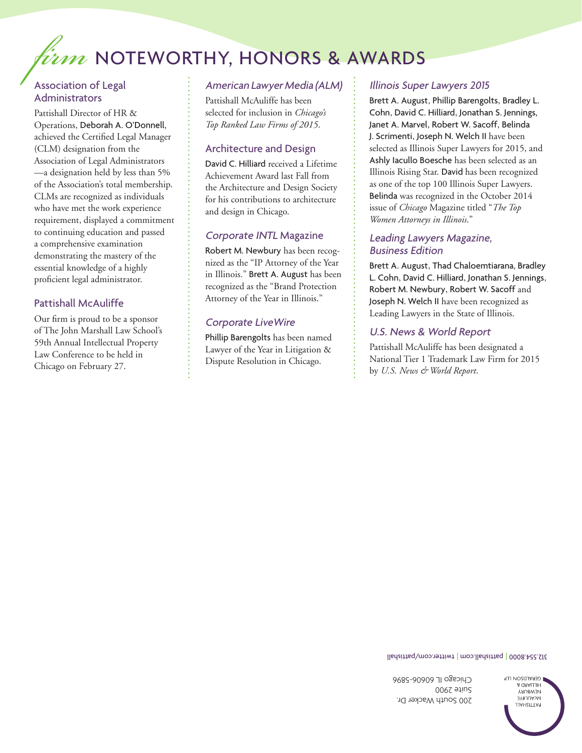# *firm* NOTEWORTHY, HONORS & AWARDS

## Association of Legal Administrators

Pattishall Director of HR & Operations, Deborah A. O'Donnell, achieved the Certified Legal Manager (CLM) designation from the Association of Legal Administrators —a designation held by less than 5% of the Association's total membership. CLMs are recognized as individuals who have met the work experience requirement, displayed a commitment to continuing education and passed a comprehensive examination demonstrating the mastery of the essential knowledge of a highly proficient legal administrator.

## Pattishall McAuliffe

Our firm is proud to be a sponsor of The John Marshall Law School's 59th Annual Intellectual Property Law Conference to be held in Chicago on February 27.

## *American Lawyer Media (ALM)*

Pattishall McAuliffe has been selected for inclusion in *Chicago's Top Ranked Law Firms of 2015*.

## Architecture and Design

David C. Hilliard received a Lifetime Achievement Award last Fall from the Architecture and Design Society for his contributions to architecture and design in Chicago.

## *Corporate INTL* Magazine

Robert M. Newbury has been recognized as the "IP Attorney of the Year in Illinois." Brett A. August has been recognized as the "Brand Protection Attorney of the Year in Illinois."

## *Corporate LiveWire*

Phillip Barengolts has been named Lawyer of the Year in Litigation & Dispute Resolution in Chicago.

## *Illinois Super Lawyers 2015*

Brett A. August, Phillip Barengolts, Bradley L. Cohn, David C. Hilliard, Jonathan S. Jennings, Janet A. Marvel, Robert W. Sacoff, Belinda J. Scrimenti, Joseph N. Welch II have been selected as Illinois Super Lawyers for 2015, and Ashly Iacullo Boesche has been selected as an Illinois Rising Star. David has been recognized as one of the top 100 Illinois Super Lawyers. Belinda was recognized in the October 2014 issue of *Chicago* Magazine titled "*The Top Women Attorneys in Illinois*."

## *Leading Lawyers Magazine, Business Edition*

Brett A. August, Thad Chaloemtiarana, Bradley L. Cohn, David C. Hilliard, Jonathan S. Jennings, Robert M. Newbury, Robert W. Sacoff and Joseph N. Welch II have been recognized as Leading Lawyers in the State of Illinois.

## *U.S. News & World Report*

Pattishall McAuliffe has been designated a National Tier 1 Trademark Law Firm for 2015 by *U.S. News & World Report*.

312.554.8000 | pattishall.com | twitter.com/pattishall

PATTISHALL MCAULIFFE NEWBURY HILLIARD & GERALDSON LLP

200 South Wacker Dr.
Suite 2900
Chicago IL 60606-5896